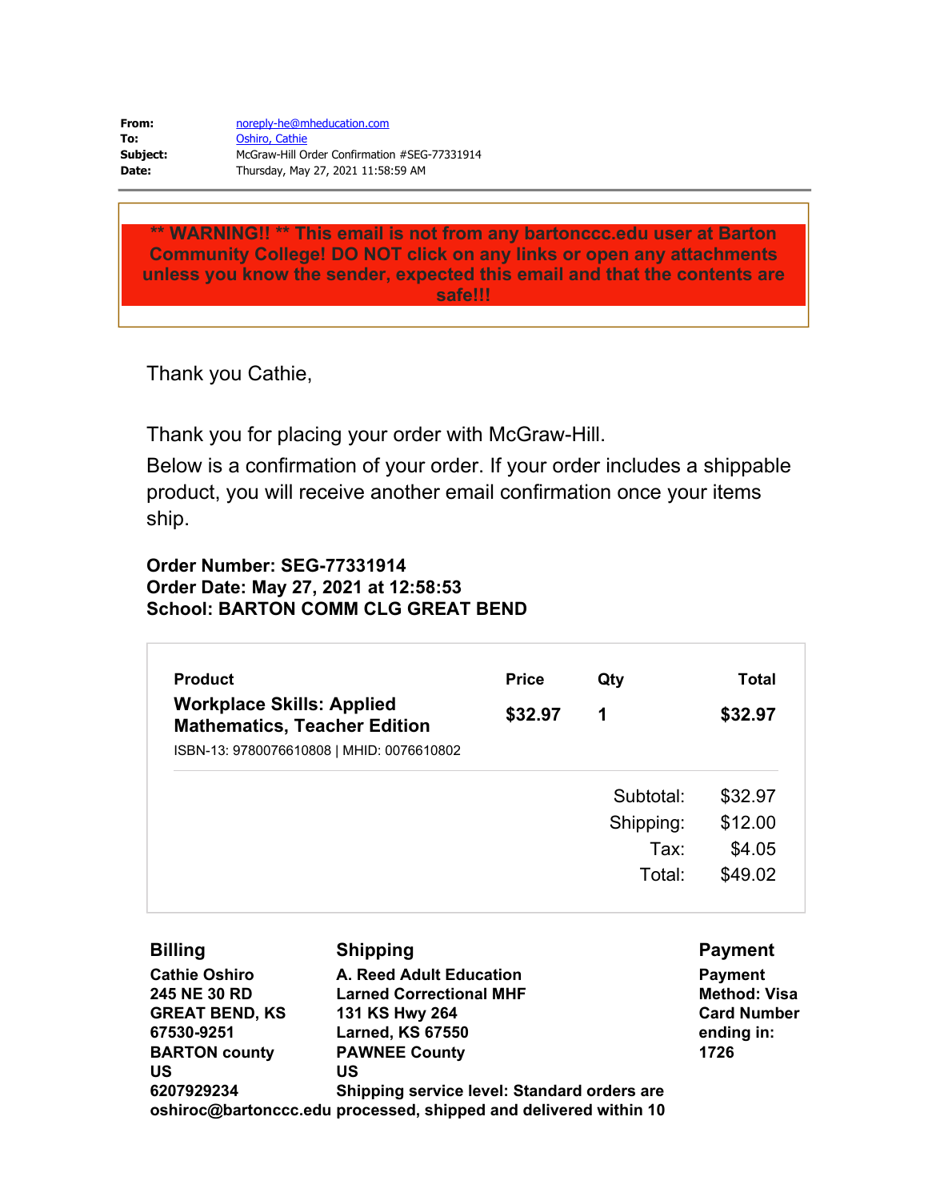| | |
|---|---|
| **From:** | noreply-he@mheducation.com |
| **To:** | Oshiro, Cathie |
| **Subject:** | McGraw-Hill Order Confirmation #SEG-77331914 |
| **Date:** | Thursday, May 27, 2021 11:58:59 AM |

**** WARNING!! ** This email is not from any bartonccc.edu user at Barton Community College! DO NOT click on any links or open any attachments unless you know the sender, expected this email and that the contents are safe!!!**

Thank you Cathie,

Thank you for placing your order with McGraw-Hill.

Below is a confirmation of your order. If your order includes a shippable product, you will receive another email confirmation once your items ship.

**Order Number: SEG-77331914**
**Order Date: May 27, 2021 at 12:58:53**
**School: BARTON COMM CLG GREAT BEND**

| Product | Price | Qty | Total |
|---|---|---|---|
| **Workplace Skills: Applied Mathematics, Teacher Edition**<br>ISBN-13: 9780076610808 \| MHID: 0076610802 | **$32.97** | **1** | **$32.97** |
| | | Subtotal: | $32.97 |
| | | Shipping: | $12.00 |
| | | Tax: | $4.05 |
| | | Total: | $49.02 |

| Billing | Shipping | Payment |
|---|---|---|
| **Cathie Oshiro**<br>**245 NE 30 RD**<br>**GREAT BEND, KS 67530-9251**<br>**BARTON county**<br>**US**<br>**6207929234**<br>**oshiroc@bartonccc.edu** | **A. Reed Adult Education**<br>**Larned Correctional MHF**<br>**131 KS Hwy 264**<br>**Larned, KS 67550**<br>**PAWNEE County**<br>**US**<br>**Shipping service level: Standard orders are processed, shipped and delivered within 10** | **Payment Method: Visa**<br>**Card Number ending in: 1726** |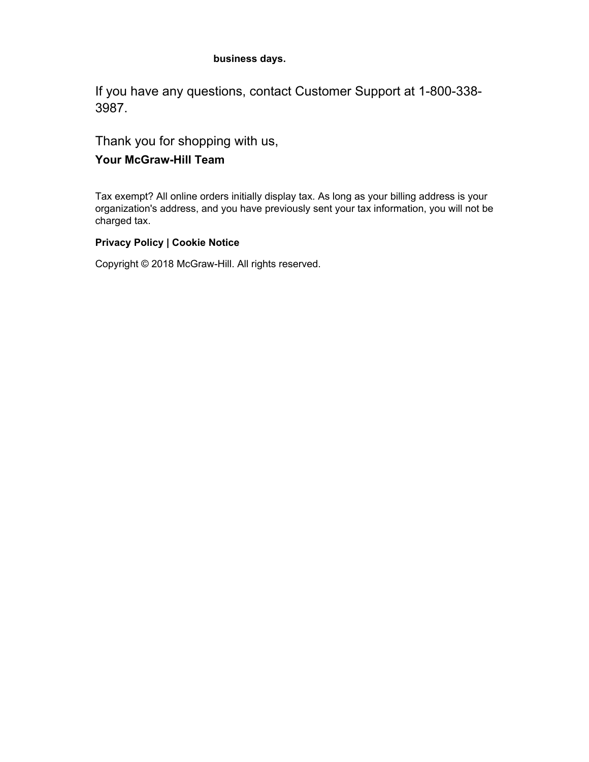**business days.**

If you have any questions, contact Customer Support at 1-800-338-3987.

Thank you for shopping with us,

**Your McGraw-Hill Team**

Tax exempt? All online orders initially display tax. As long as your billing address is your organization's address, and you have previously sent your tax information, you will not be charged tax.

**Privacy Policy | Cookie Notice**

Copyright © 2018 McGraw-Hill. All rights reserved.